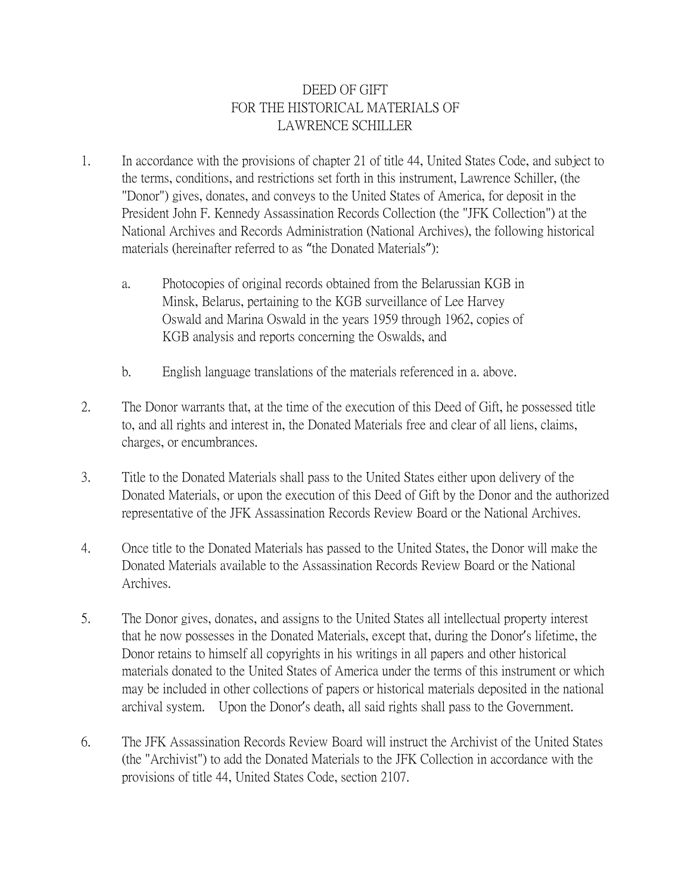# DEED OF GIFT
# FOR THE HISTORICAL MATERIALS OF
# LAWRENCE SCHILLER

1. In accordance with the provisions of chapter 21 of title 44, United States Code, and subject to the terms, conditions, and restrictions set forth in this instrument, Lawrence Schiller, (the "Donor") gives, donates, and conveys to the United States of America, for deposit in the President John F. Kennedy Assassination Records Collection (the "JFK Collection") at the National Archives and Records Administration (National Archives), the following historical materials (hereinafter referred to as "the Donated Materials"):

   a. Photocopies of original records obtained from the Belarussian KGB in Minsk, Belarus, pertaining to the KGB surveillance of Lee Harvey Oswald and Marina Oswald in the years 1959 through 1962, copies of KGB analysis and reports concerning the Oswalds, and

   b. English language translations of the materials referenced in a. above.

2. The Donor warrants that, at the time of the execution of this Deed of Gift, he possessed title to, and all rights and interest in, the Donated Materials free and clear of all liens, claims, charges, or encumbrances.

3. Title to the Donated Materials shall pass to the United States either upon delivery of the Donated Materials, or upon the execution of this Deed of Gift by the Donor and the authorized representative of the JFK Assassination Records Review Board or the National Archives.

4. Once title to the Donated Materials has passed to the United States, the Donor will make the Donated Materials available to the Assassination Records Review Board or the National Archives.

5. The Donor gives, donates, and assigns to the United States all intellectual property interest that he now possesses in the Donated Materials, except that, during the Donor's lifetime, the Donor retains to himself all copyrights in his writings in all papers and other historical materials donated to the United States of America under the terms of this instrument or which may be included in other collections of papers or historical materials deposited in the national archival system. Upon the Donor's death, all said rights shall pass to the Government.

6. The JFK Assassination Records Review Board will instruct the Archivist of the United States (the "Archivist") to add the Donated Materials to the JFK Collection in accordance with the provisions of title 44, United States Code, section 2107.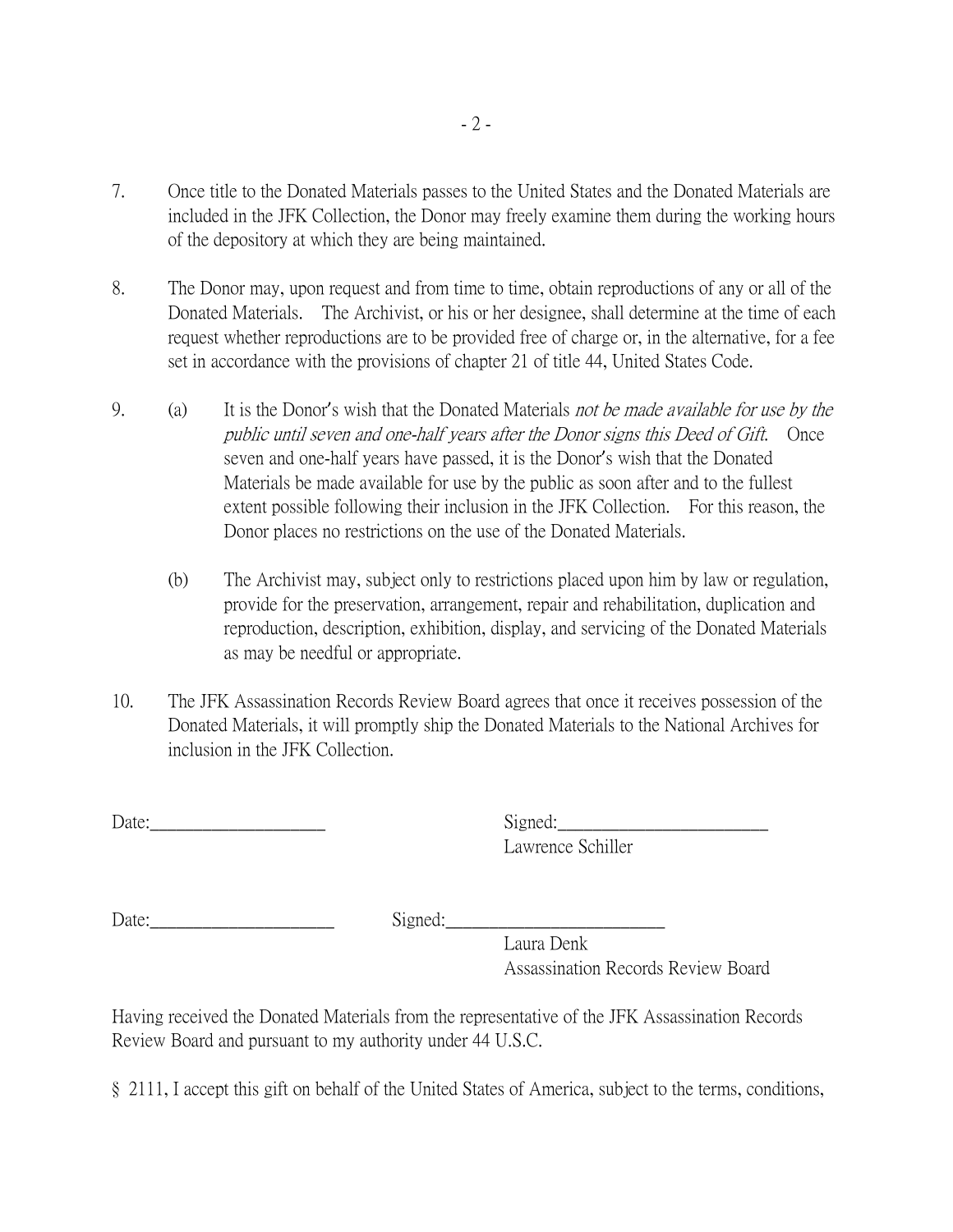7. Once title to the Donated Materials passes to the United States and the Donated Materials are included in the JFK Collection, the Donor may freely examine them during the working hours of the depository at which they are being maintained.

8. The Donor may, upon request and from time to time, obtain reproductions of any or all of the Donated Materials. The Archivist, or his or her designee, shall determine at the time of each request whether reproductions are to be provided free of charge or, in the alternative, for a fee set in accordance with the provisions of chapter 21 of title 44, United States Code.

9. (a) It is the Donor's wish that the Donated Materials *not be made available for use by the public until seven and one-half years after the Donor signs this Deed of Gift.* Once seven and one-half years have passed, it is the Donor's wish that the Donated Materials be made available for use by the public as soon after and to the fullest extent possible following their inclusion in the JFK Collection. For this reason, the Donor places no restrictions on the use of the Donated Materials.

   (b) The Archivist may, subject only to restrictions placed upon him by law or regulation, provide for the preservation, arrangement, repair and rehabilitation, duplication and reproduction, description, exhibition, display, and servicing of the Donated Materials as may be needful or appropriate.

10. The JFK Assassination Records Review Board agrees that once it receives possession of the Donated Materials, it will promptly ship the Donated Materials to the National Archives for inclusion in the JFK Collection.

Date:____________________ Signed:________________________
Lawrence Schiller

Date:_____________________ Signed:_________________________
Laura Denk
Assassination Records Review Board

Having received the Donated Materials from the representative of the JFK Assassination Records Review Board and pursuant to my authority under 44 U.S.C.

§ 2111, I accept this gift on behalf of the United States of America, subject to the terms, conditions,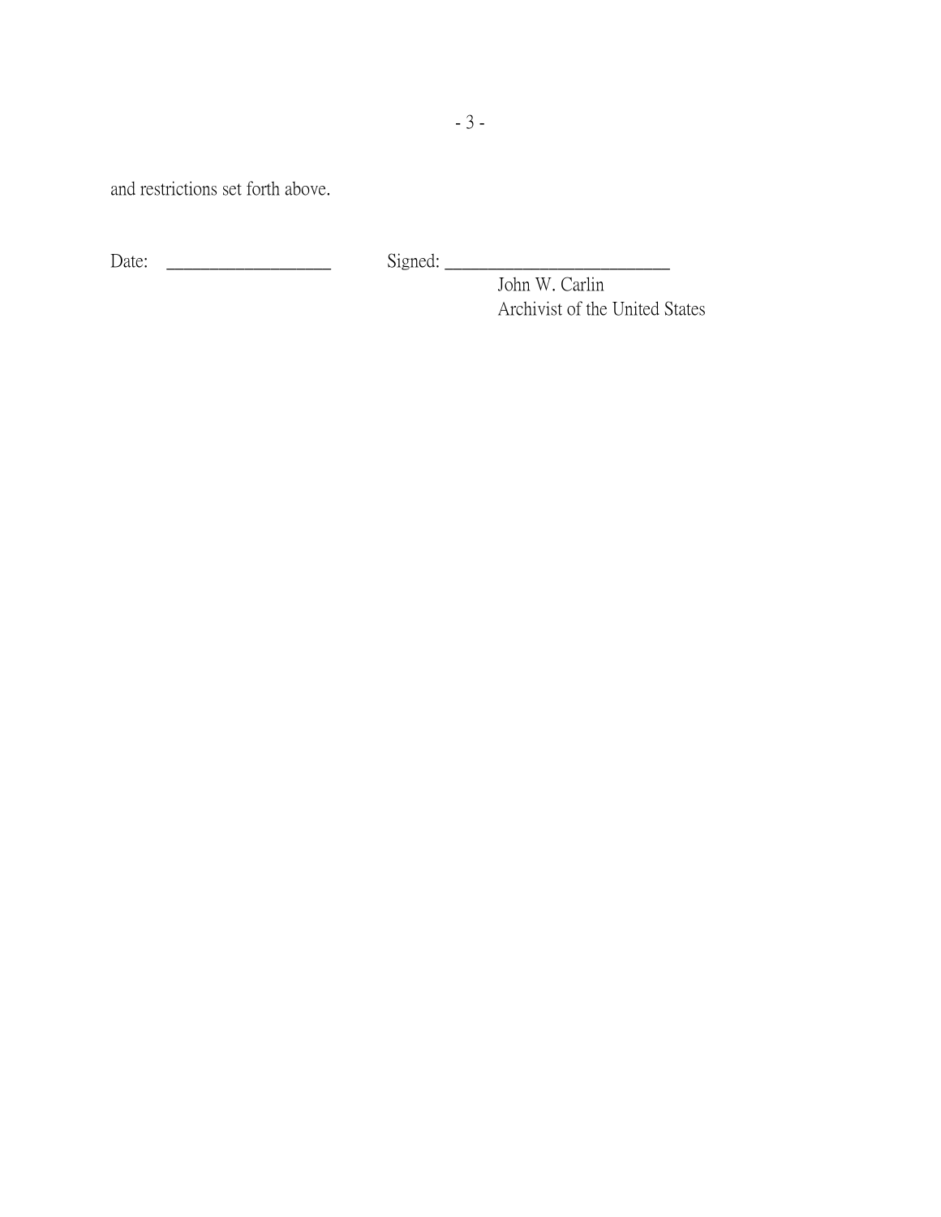and restrictions set forth above.

Date: ____________________ Signed: __________________________

John W. Carlin
Archivist of the United States